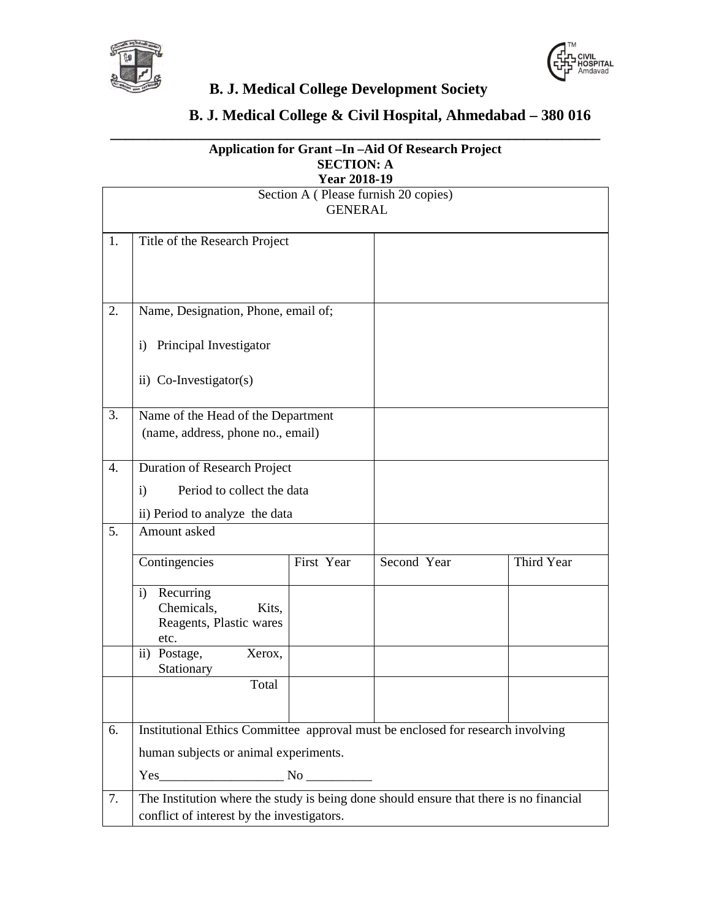# B. J. Medical College Development Society

## B. J. Medical College & Civil Hospital, Ahmedabad – 380 016

---

**Application for Grant –In –Aid Of Research Project**
**SECTION: A**
**Year 2018-19**

| Section A ( Please furnish 20 copies) GENERAL | | | | |
|---|---|---|---|---|
| 1. | Title of the Research Project | | | |
| 2. | Name, Designation, Phone, email of;<br><br>i) Principal Investigator<br><br>ii) Co-Investigator(s) | | | |
| 3. | Name of the Head of the Department (name, address, phone no., email) | | | |
| 4. | Duration of Research Project<br>i) Period to collect the data<br>ii) Period to analyze the data | | | |
| 5. | Amount asked | | | |
| | Contingencies | First Year | Second Year | Third Year |
| | i) Recurring Chemicals, Kits, Reagents, Plastic wares etc. | | | |
| | ii) Postage, Xerox, Stationary | | | |
| | Total | | | |
| 6. | Institutional Ethics Committee approval must be enclosed for research involving human subjects or animal experiments.<br>Yes___________________ No __________ | | | |
| 7. | The Institution where the study is being done should ensure that there is no financial conflict of interest by the investigators. | | | |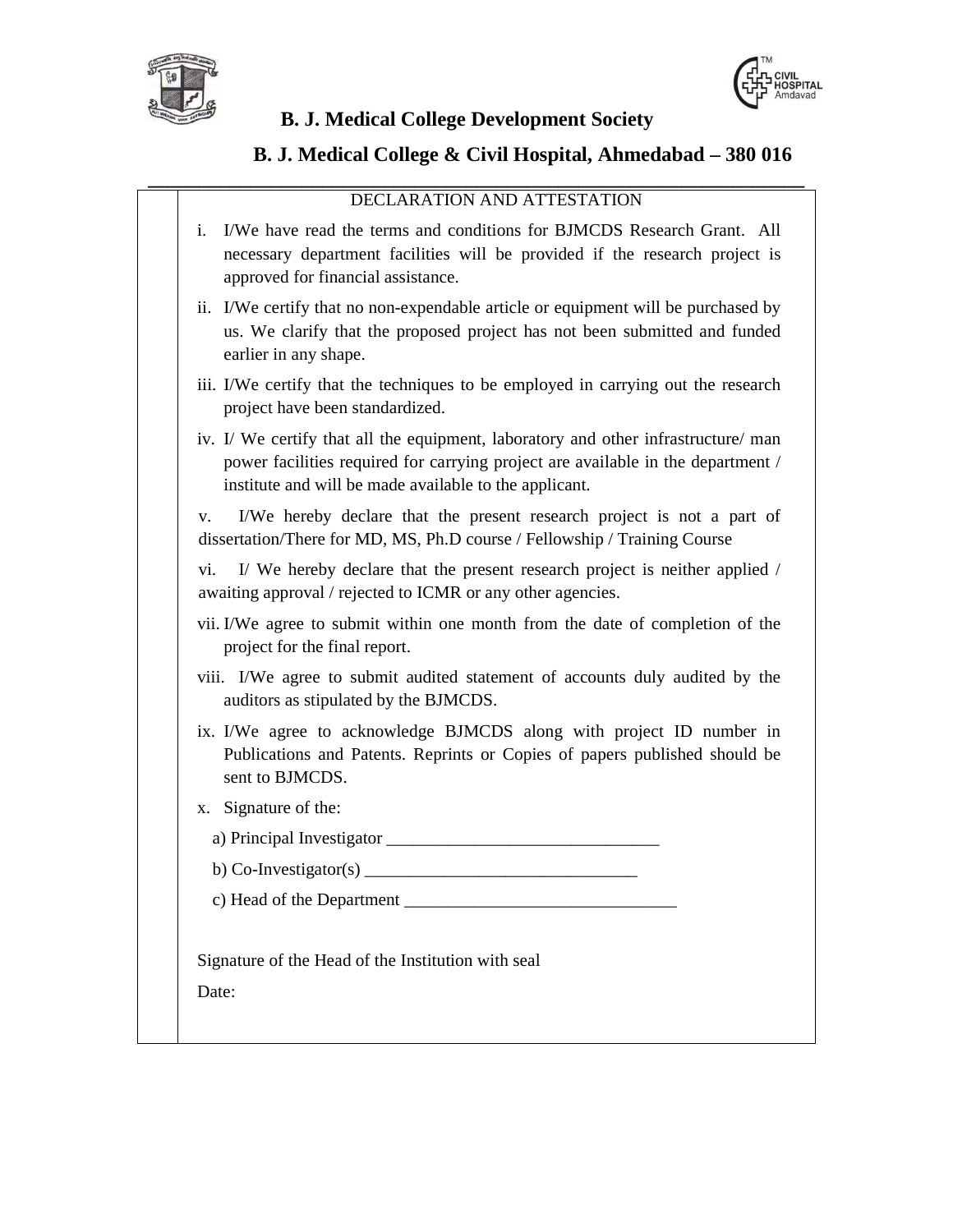**B. J. Medical College Development Society**

**B. J. Medical College & Civil Hospital, Ahmedabad – 380 016**

## DECLARATION AND ATTESTATION

i. I/We have read the terms and conditions for BJMCDS Research Grant. All necessary department facilities will be provided if the research project is approved for financial assistance.

ii. I/We certify that no non-expendable article or equipment will be purchased by us. We clarify that the proposed project has not been submitted and funded earlier in any shape.

iii. I/We certify that the techniques to be employed in carrying out the research project have been standardized.

iv. I/ We certify that all the equipment, laboratory and other infrastructure/ man power facilities required for carrying project are available in the department / institute and will be made available to the applicant.

v. I/We hereby declare that the present research project is not a part of dissertation/There for MD, MS, Ph.D course / Fellowship / Training Course

vi. I/ We hereby declare that the present research project is neither applied / awaiting approval / rejected to ICMR or any other agencies.

vii. I/We agree to submit within one month from the date of completion of the project for the final report.

viii. I/We agree to submit audited statement of accounts duly audited by the auditors as stipulated by the BJMCDS.

ix. I/We agree to acknowledge BJMCDS along with project ID number in Publications and Patents. Reprints or Copies of papers published should be sent to BJMCDS.

x. Signature of the:

a) Principal Investigator _______________________________

b) Co-Investigator(s) _______________________________

c) Head of the Department _______________________________

Signature of the Head of the Institution with seal

Date: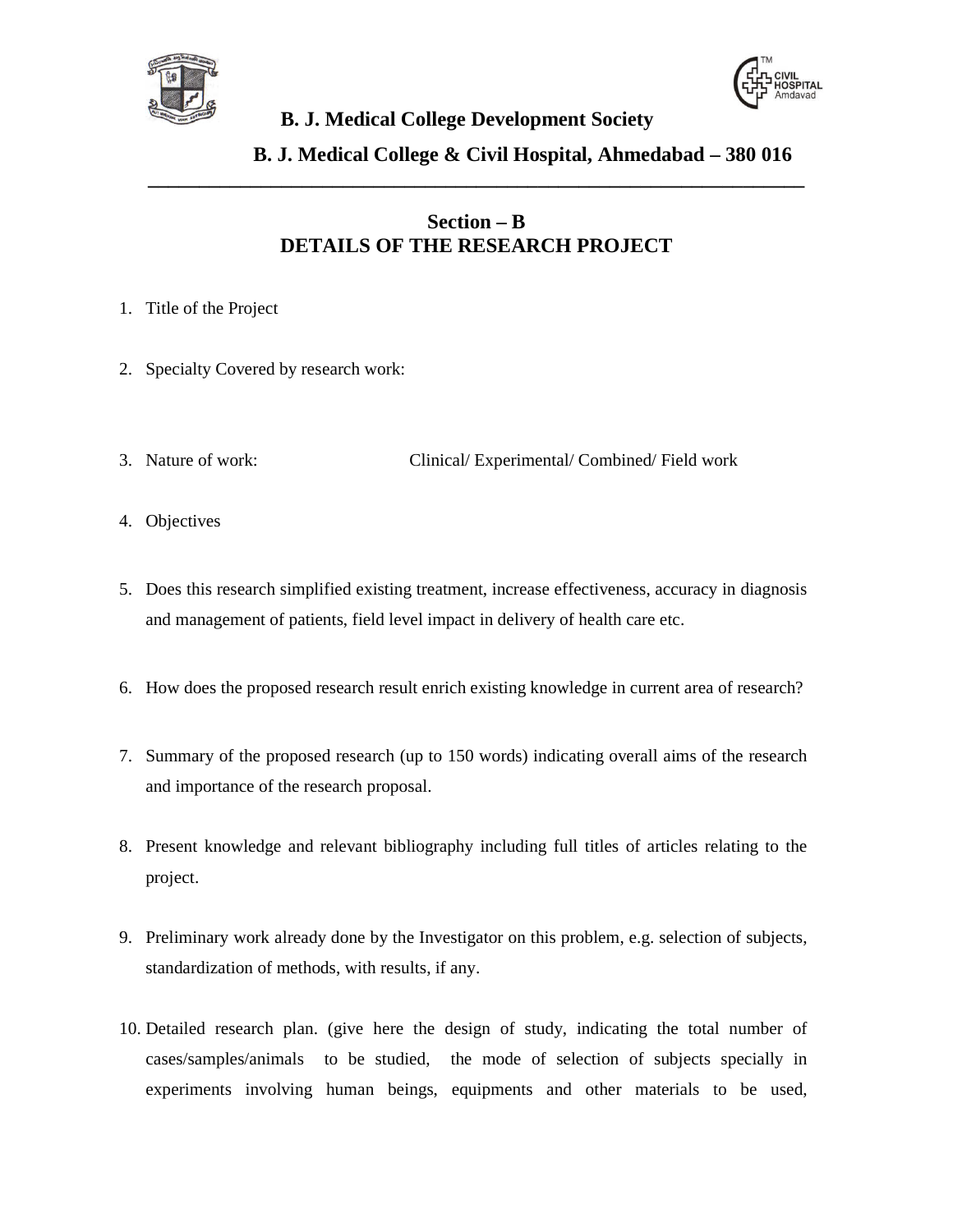**B. J. Medical College Development Society**

**B. J. Medical College & Civil Hospital, Ahmedabad – 380 016**

---

## Section – B
## DETAILS OF THE RESEARCH PROJECT

1. Title of the Project

2. Specialty Covered by research work:

3. Nature of work: Clinical/ Experimental/ Combined/ Field work

4. Objectives

5. Does this research simplified existing treatment, increase effectiveness, accuracy in diagnosis and management of patients, field level impact in delivery of health care etc.

6. How does the proposed research result enrich existing knowledge in current area of research?

7. Summary of the proposed research (up to 150 words) indicating overall aims of the research and importance of the research proposal.

8. Present knowledge and relevant bibliography including full titles of articles relating to the project.

9. Preliminary work already done by the Investigator on this problem, e.g. selection of subjects, standardization of methods, with results, if any.

10. Detailed research plan. (give here the design of study, indicating the total number of cases/samples/animals to be studied, the mode of selection of subjects specially in experiments involving human beings, equipments and other materials to be used,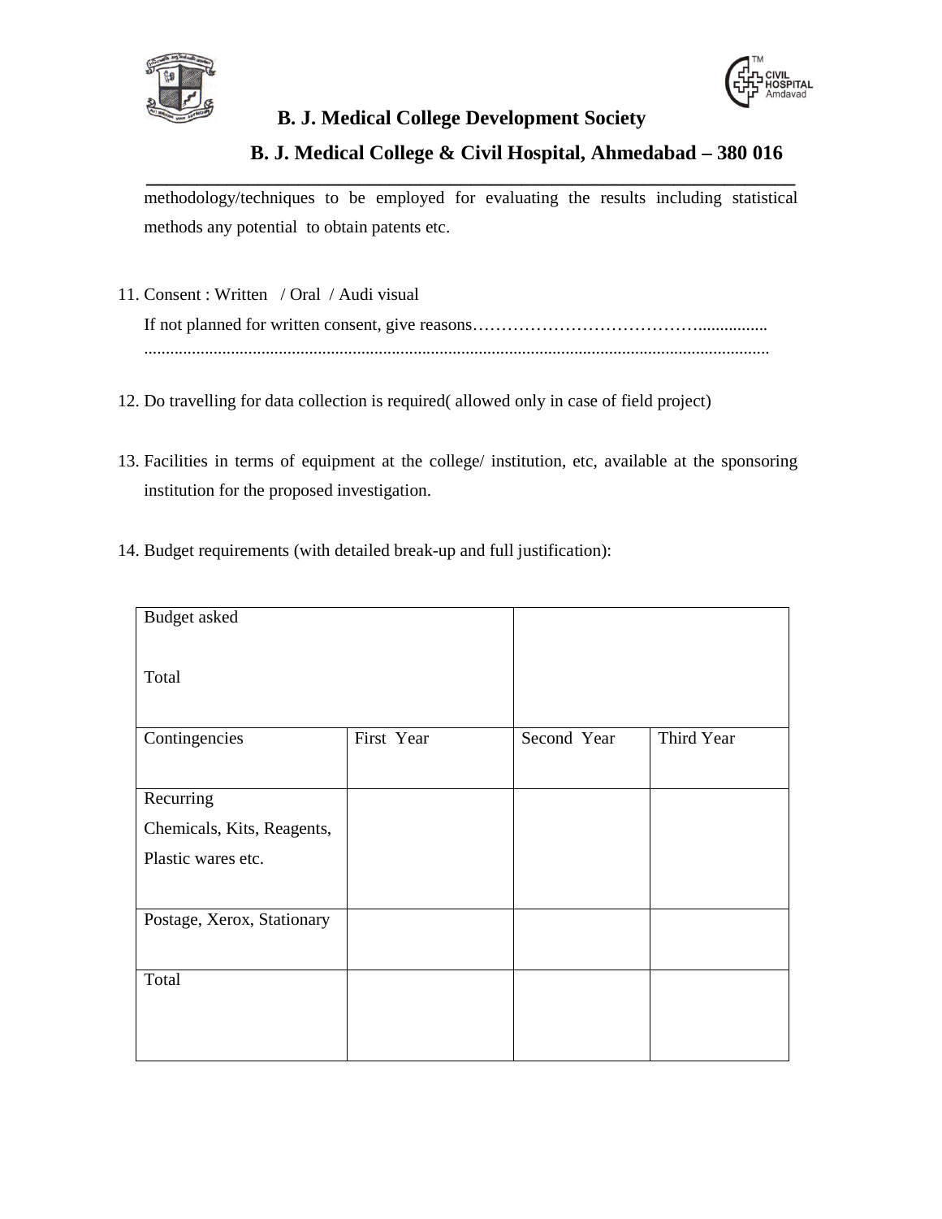methodology/techniques to be employed for evaluating the results including statistical methods any potential to obtain patents etc.

11. Consent : Written / Oral / Audi visual
    If not planned for written consent, give reasons…………………………………................
    ...............................................................................................................................

12. Do travelling for data collection is required( allowed only in case of field project)

13. Facilities in terms of equipment at the college/ institution, etc, available at the sponsoring institution for the proposed investigation.

14. Budget requirements (with detailed break-up and full justification):

| Budget asked<br><br>Total | | | |
|---|---|---|---|
| Contingencies | First Year | Second Year | Third Year |
| Recurring<br>Chemicals, Kits, Reagents,<br>Plastic wares etc. | | | |
| Postage, Xerox, Stationary | | | |
| Total | | | |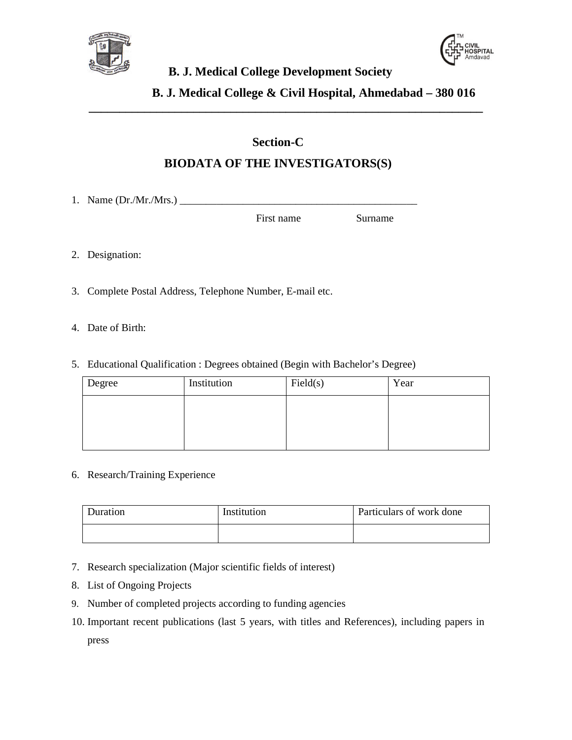**B. J. Medical College Development Society**

**B. J. Medical College & Civil Hospital, Ahmedabad – 380 016**

---

## Section-C

## BIODATA OF THE INVESTIGATORS(S)

1. Name (Dr./Mr./Mrs.) _______________________________________________

   First name Surname

2. Designation:

3. Complete Postal Address, Telephone Number, E-mail etc.

4. Date of Birth:

5. Educational Qualification : Degrees obtained (Begin with Bachelor's Degree)

| Degree | Institution | Field(s) | Year |
|---|---|---|---|
| | | | |

6. Research/Training Experience

| Duration | Institution | Particulars of work done |
|---|---|---|
| | | |

7. Research specialization (Major scientific fields of interest)
8. List of Ongoing Projects
9. Number of completed projects according to funding agencies
10. Important recent publications (last 5 years, with titles and References), including papers in press